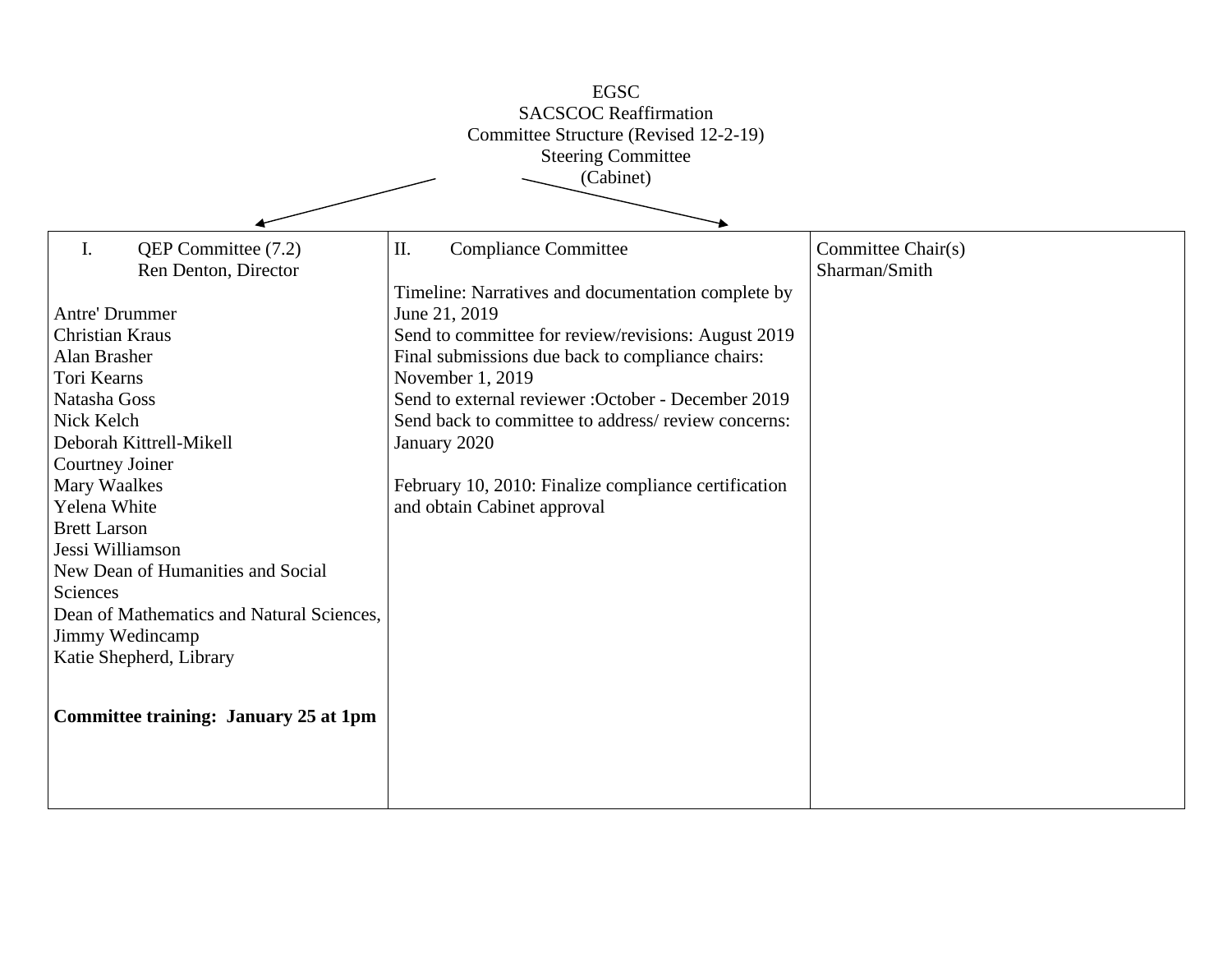EGSC
SACSCOC Reaffirmation
Committee Structure (Revised 12-2-19)
Steering Committee
(Cabinet)

| I. QEP Committee (7.2) Ren Denton, Director | II. Compliance Committee | Committee Chair(s) Sharman/Smith |
|---|---|---|
| Antre' Drummer<br>Christian Kraus<br>Alan Brasher<br>Tori Kearns<br>Natasha Goss<br>Nick Kelch<br>Deborah Kittrell-Mikell<br>Courtney Joiner<br>Mary Waalkes<br>Yelena White<br>Brett Larson<br>Jessi Williamson<br>New Dean of Humanities and Social Sciences<br>Dean of Mathematics and Natural Sciences, Jimmy Wedincamp<br>Katie Shepherd, Library<br><br>**Committee training: January 25 at 1pm** | Timeline: Narratives and documentation complete by June 21, 2019<br>Send to committee for review/revisions: August 2019<br>Final submissions due back to compliance chairs: November 1, 2019<br>Send to external reviewer :October - December 2019<br>Send back to committee to address/ review concerns: January 2020<br><br>February 10, 2010: Finalize compliance certification and obtain Cabinet approval | |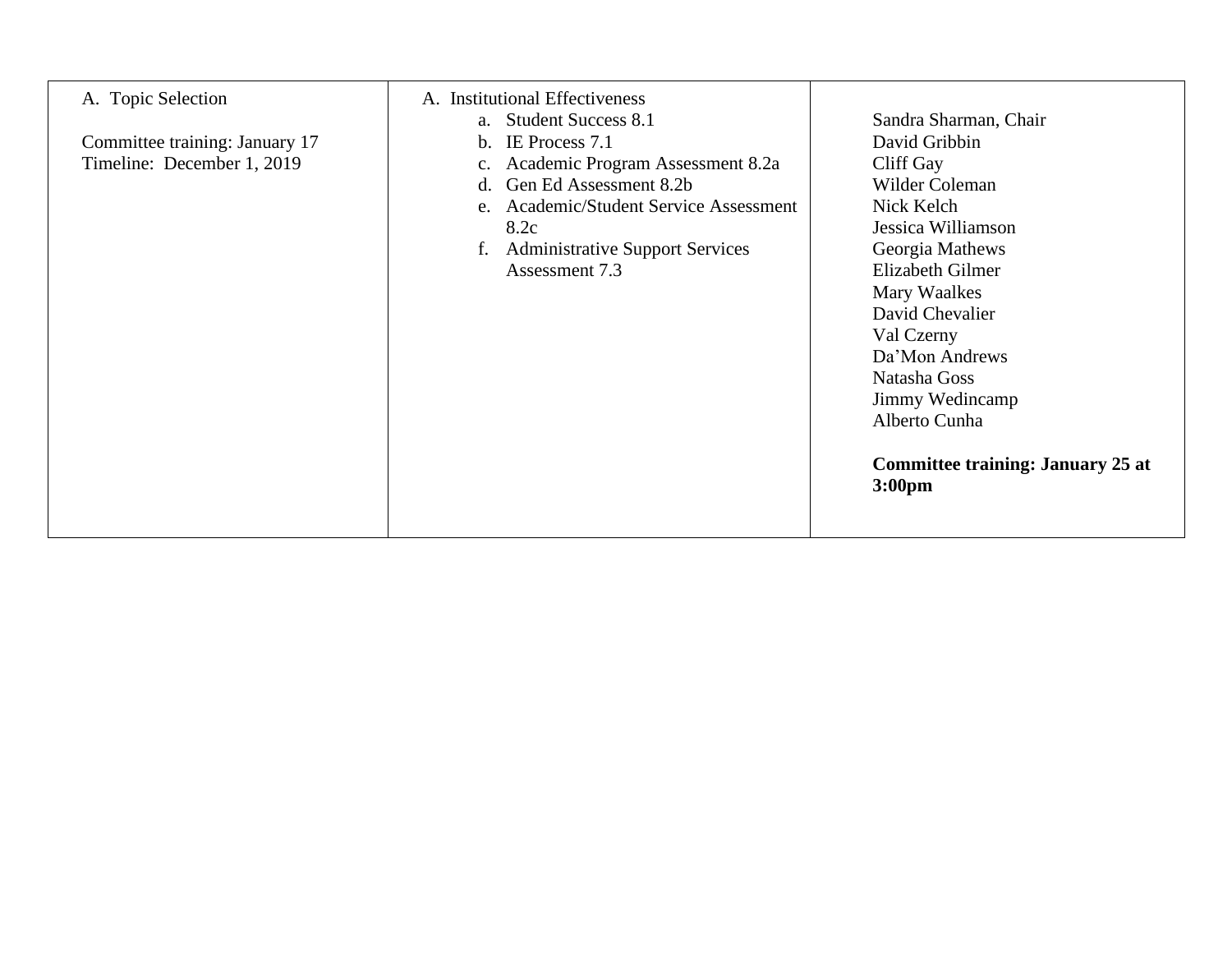| A. Topic Selection<br><br>Committee training: January 17<br>Timeline: December 1, 2019 | A. Institutional Effectiveness<br>a. Student Success 8.1<br>b. IE Process 7.1<br>c. Academic Program Assessment 8.2a<br>d. Gen Ed Assessment 8.2b<br>e. Academic/Student Service Assessment 8.2c<br>f. Administrative Support Services Assessment 7.3 | Sandra Sharman, Chair<br>David Gribbin<br>Cliff Gay<br>Wilder Coleman<br>Nick Kelch<br>Jessica Williamson<br>Georgia Mathews<br>Elizabeth Gilmer<br>Mary Waalkes<br>David Chevalier<br>Val Czerny<br>Da'Mon Andrews<br>Natasha Goss<br>Jimmy Wedincamp<br>Alberto Cunha<br><br>**Committee training: January 25 at 3:00pm** |
|---|---|---|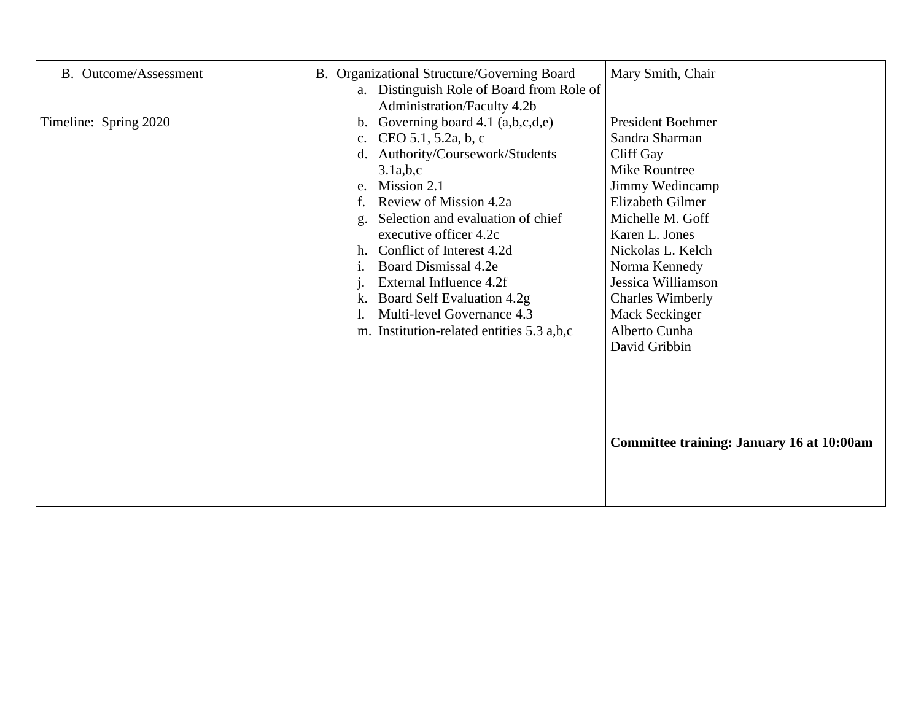| B. Outcome/Assessment<br><br>Timeline: Spring 2020 | B. Organizational Structure/Governing Board<br>a. Distinguish Role of Board from Role of Administration/Faculty 4.2b<br>b. Governing board 4.1 (a,b,c,d,e)<br>c. CEO 5.1, 5.2a, b, c<br>d. Authority/Coursework/Students 3.1a,b,c<br>e. Mission 2.1<br>f. Review of Mission 4.2a<br>g. Selection and evaluation of chief executive officer 4.2c<br>h. Conflict of Interest 4.2d<br>i. Board Dismissal 4.2e<br>j. External Influence 4.2f<br>k. Board Self Evaluation 4.2g<br>l. Multi-level Governance 4.3<br>m. Institution-related entities 5.3 a,b,c | Mary Smith, Chair<br><br>President Boehmer<br>Sandra Sharman<br>Cliff Gay<br>Mike Rountree<br>Jimmy Wedincamp<br>Elizabeth Gilmer<br>Michelle M. Goff<br>Karen L. Jones<br>Nickolas L. Kelch<br>Norma Kennedy<br>Jessica Williamson<br>Charles Wimberly<br>Mack Seckinger<br>Alberto Cunha<br>David Gribbin<br><br>**Committee training: January 16 at 10:00am** |
|---|---|---|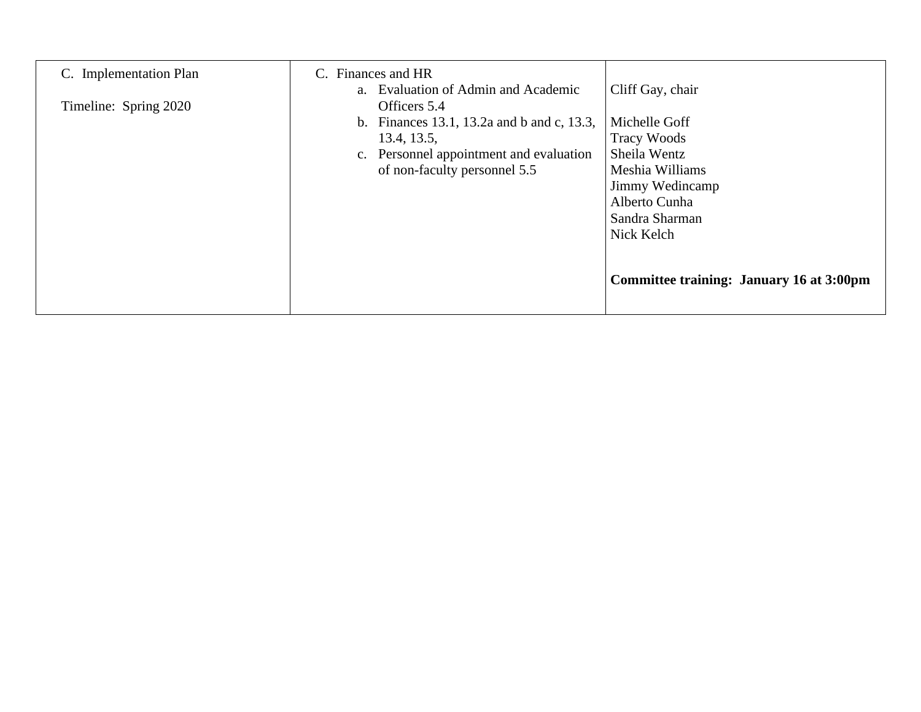| C. Implementation Plan<br><br>Timeline: Spring 2020 | C. Finances and HR<br>a. Evaluation of Admin and Academic Officers 5.4<br>b. Finances 13.1, 13.2a and b and c, 13.3, 13.4, 13.5,<br>c. Personnel appointment and evaluation of non-faculty personnel 5.5 | Cliff Gay, chair<br><br>Michelle Goff<br>Tracy Woods<br>Sheila Wentz<br>Meshia Williams<br>Jimmy Wedincamp<br>Alberto Cunha<br>Sandra Sharman<br>Nick Kelch<br><br>**Committee training: January 16 at 3:00pm** |
|---|---|---|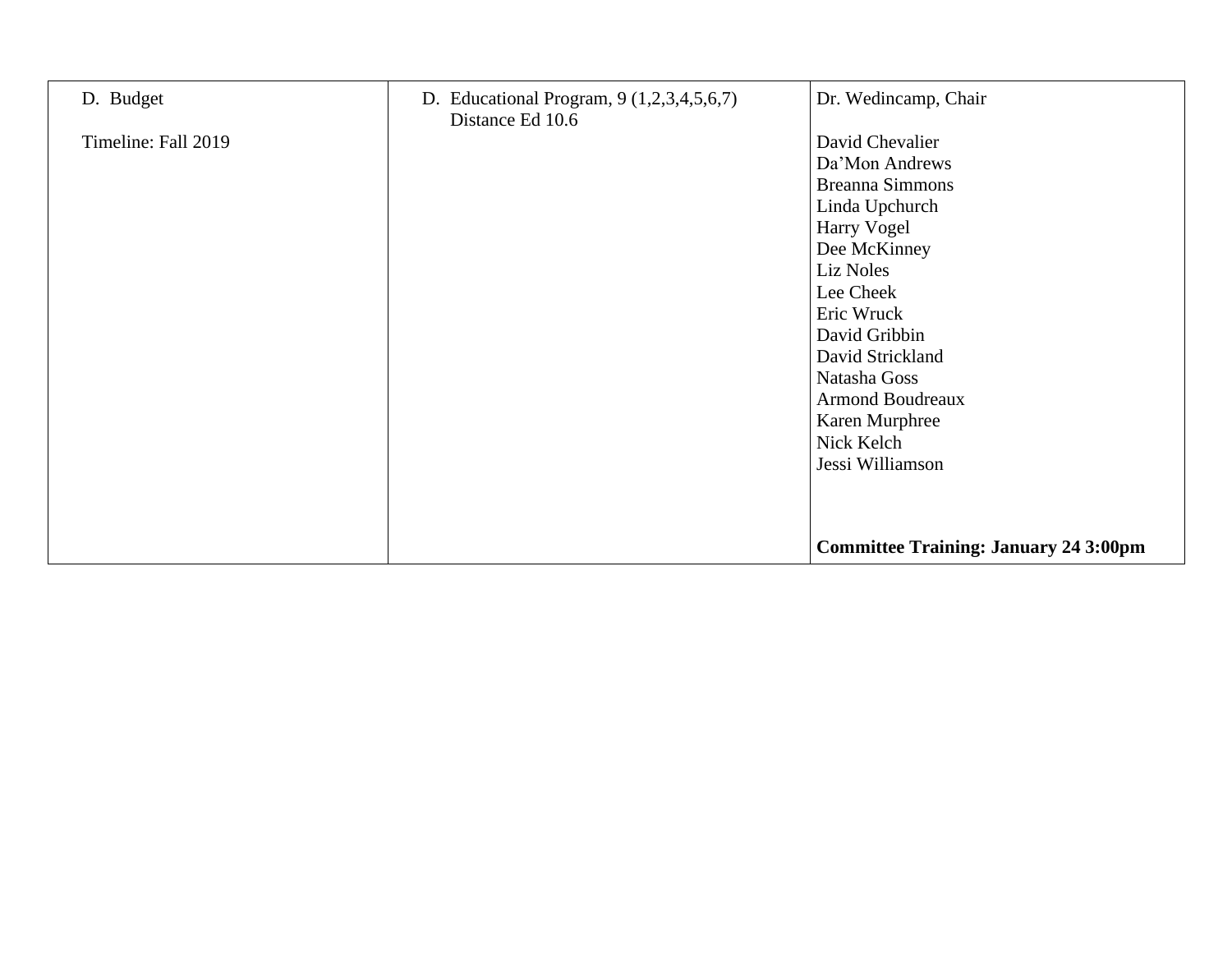| | | |
|---|---|---|
| D. Budget<br><br>Timeline: Fall 2019 | D. Educational Program, 9 (1,2,3,4,5,6,7)<br>Distance Ed 10.6 | Dr. Wedincamp, Chair<br><br>David Chevalier<br>Da'Mon Andrews<br>Breanna Simmons<br>Linda Upchurch<br>Harry Vogel<br>Dee McKinney<br>Liz Noles<br>Lee Cheek<br>Eric Wruck<br>David Gribbin<br>David Strickland<br>Natasha Goss<br>Armond Boudreaux<br>Karen Murphree<br>Nick Kelch<br>Jessi Williamson<br><br><br>**Committee Training: January 24 3:00pm** |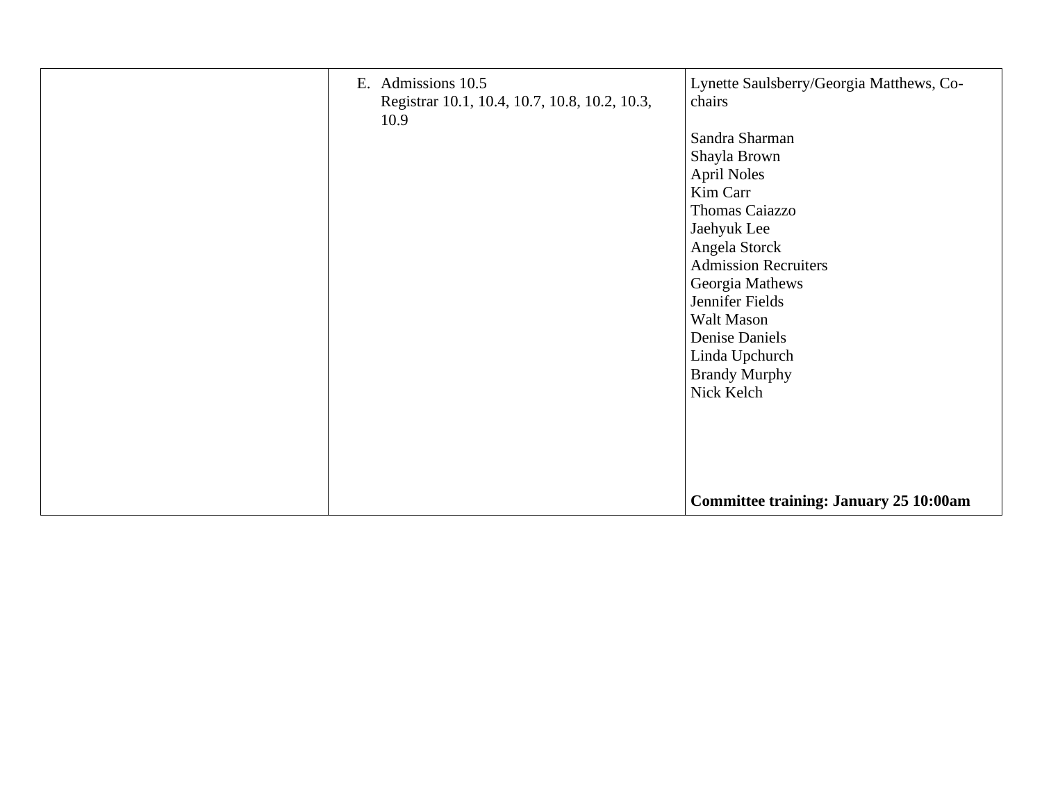|  |  |  |
|---|---|---|
|  | E. Admissions 10.5<br>Registrar 10.1, 10.4, 10.7, 10.8, 10.2, 10.3, 10.9 | Lynette Saulsberry/Georgia Matthews, Co-chairs<br><br>Sandra Sharman<br>Shayla Brown<br>April Noles<br>Kim Carr<br>Thomas Caiazzo<br>Jaehyuk Lee<br>Angela Storck<br>Admission Recruiters<br>Georgia Mathews<br>Jennifer Fields<br>Walt Mason<br>Denise Daniels<br>Linda Upchurch<br>Brandy Murphy<br>Nick Kelch<br><br>**Committee training: January 25 10:00am** |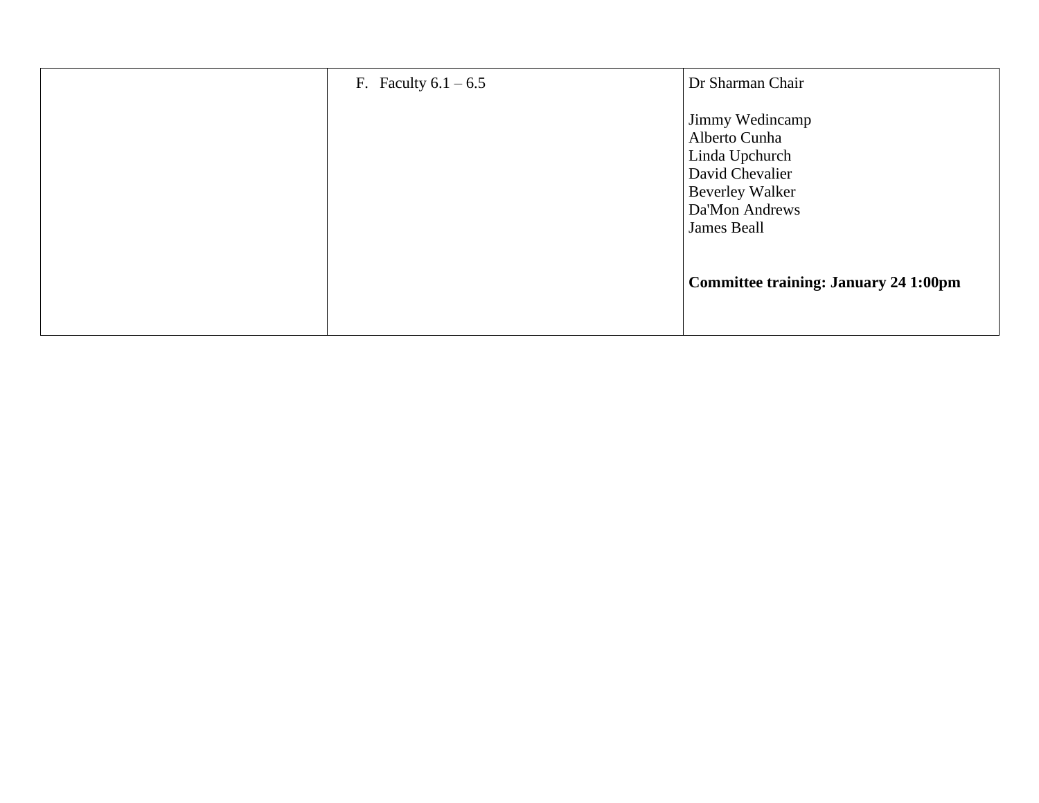|  |  |  |
|---|---|---|
|  | F. Faculty 6.1 – 6.5 | Dr Sharman Chair<br><br>Jimmy Wedincamp<br>Alberto Cunha<br>Linda Upchurch<br>David Chevalier<br>Beverley Walker<br>Da'Mon Andrews<br>James Beall<br><br><br>**Committee training: January 24 1:00pm** |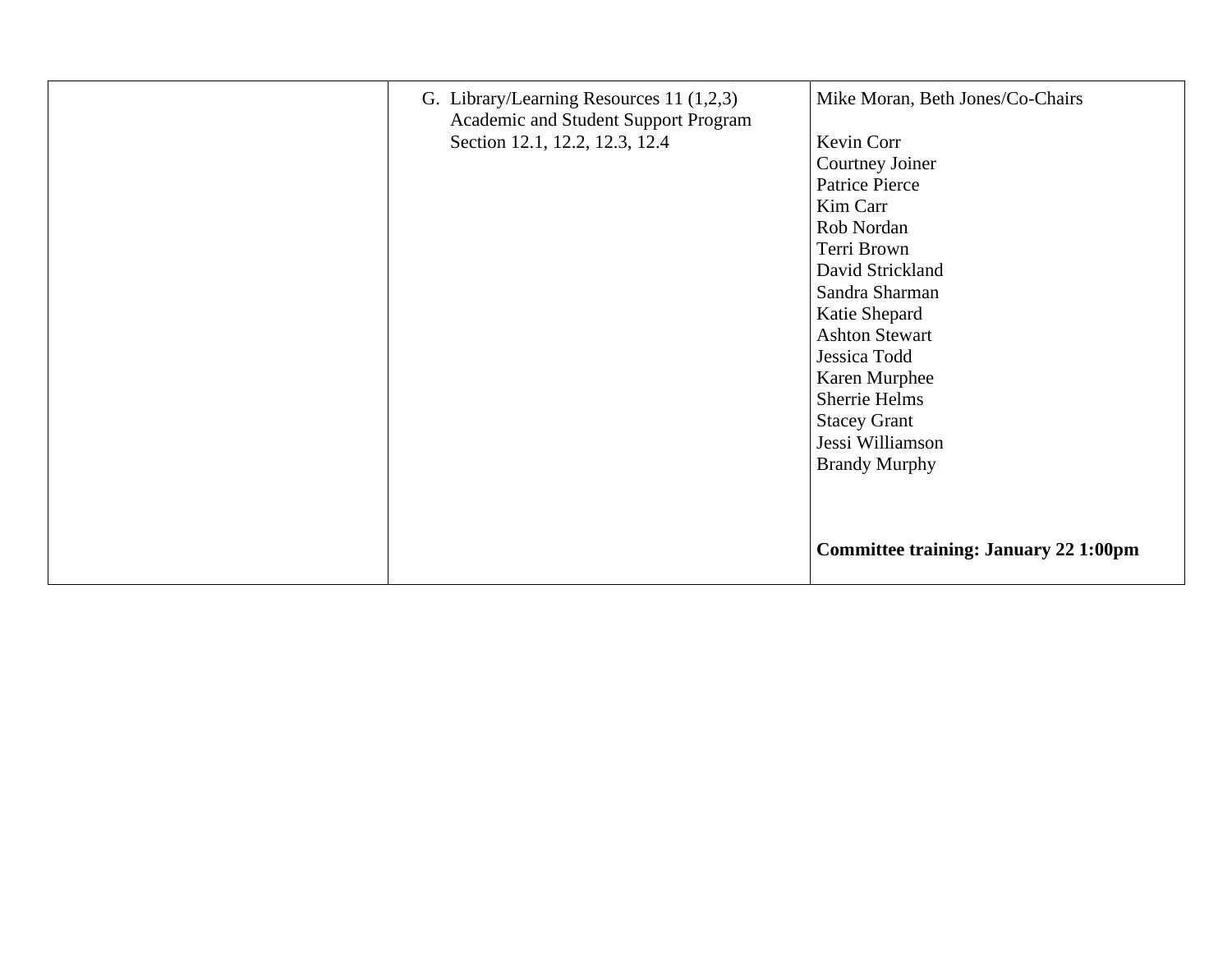|  |  |  |
|---|---|---|
|  | G. Library/Learning Resources 11 (1,2,3) Academic and Student Support Program Section 12.1, 12.2, 12.3, 12.4 | Mike Moran, Beth Jones/Co-Chairs<br><br>Kevin Corr<br>Courtney Joiner<br>Patrice Pierce<br>Kim Carr<br>Rob Nordan<br>Terri Brown<br>David Strickland<br>Sandra Sharman<br>Katie Shepard<br>Ashton Stewart<br>Jessica Todd<br>Karen Murphee<br>Sherrie Helms<br>Stacey Grant<br>Jessi Williamson<br>Brandy Murphy<br><br>**Committee training: January 22 1:00pm** |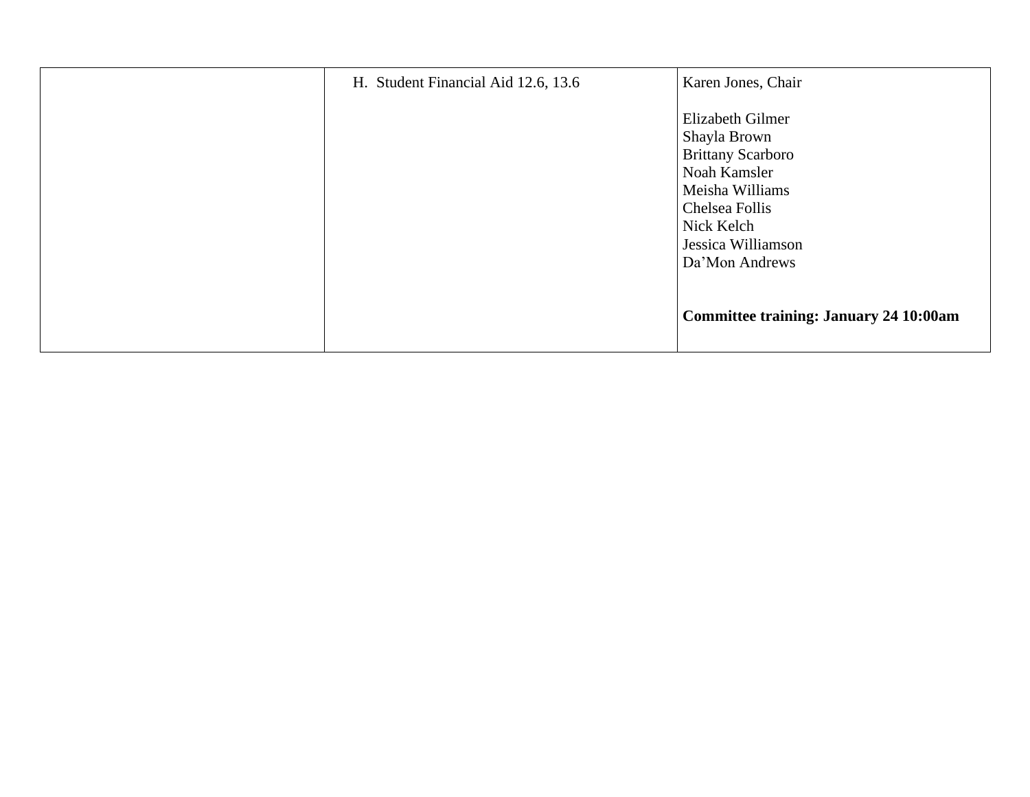| | | |
|---|---|---|
| | H. Student Financial Aid 12.6, 13.6 | Karen Jones, Chair<br><br>Elizabeth Gilmer<br>Shayla Brown<br>Brittany Scarboro<br>Noah Kamsler<br>Meisha Williams<br>Chelsea Follis<br>Nick Kelch<br>Jessica Williamson<br>Da'Mon Andrews<br><br><br>**Committee training: January 24 10:00am** |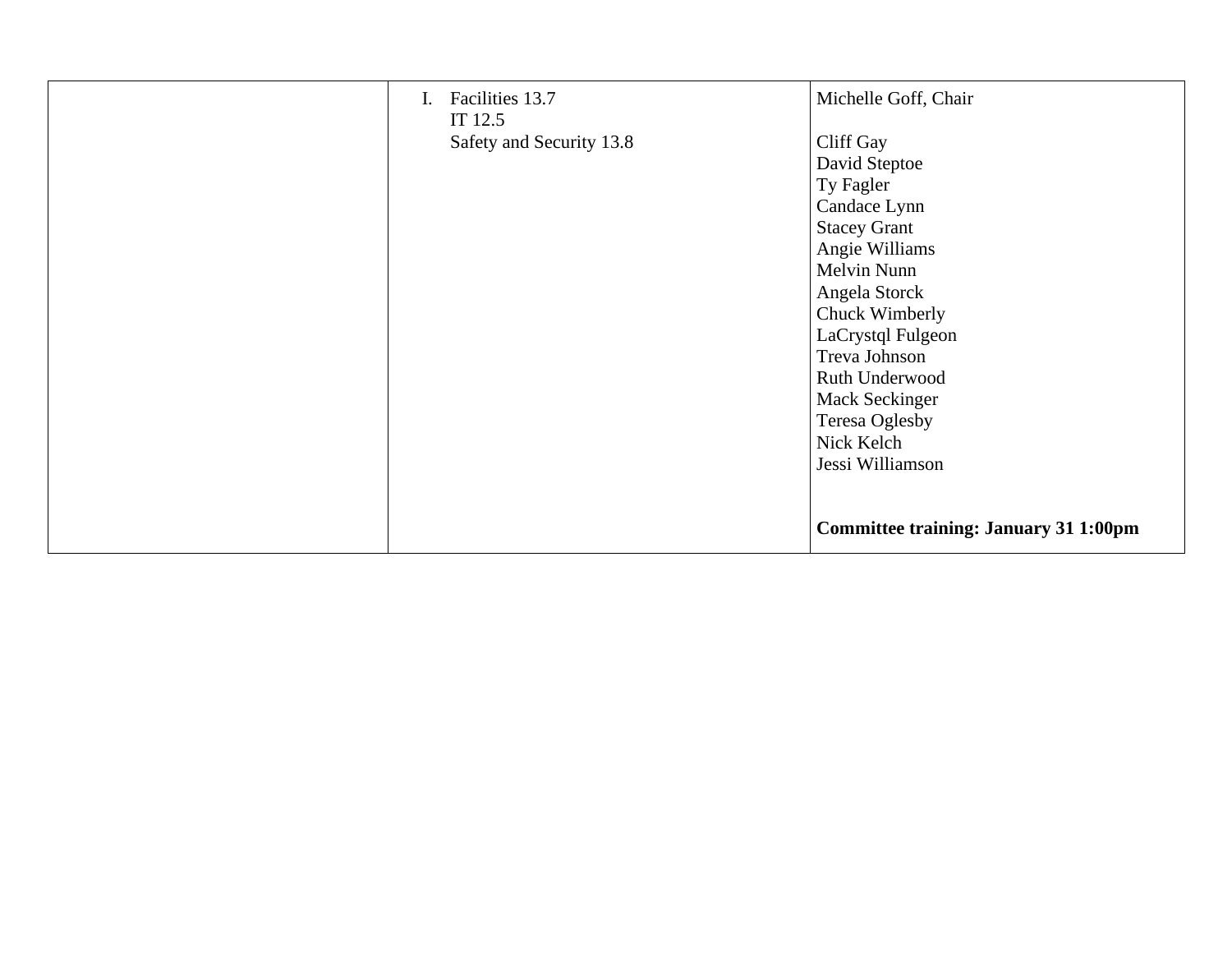| | | |
|---|---|---|
| | I. Facilities 13.7<br>IT 12.5<br>Safety and Security 13.8 | Michelle Goff, Chair<br><br>Cliff Gay<br>David Steptoe<br>Ty Fagler<br>Candace Lynn<br>Stacey Grant<br>Angie Williams<br>Melvin Nunn<br>Angela Storck<br>Chuck Wimberly<br>LaCrystql Fulgeon<br>Treva Johnson<br>Ruth Underwood<br>Mack Seckinger<br>Teresa Oglesby<br>Nick Kelch<br>Jessi Williamson<br><br><br>**Committee training: January 31 1:00pm** |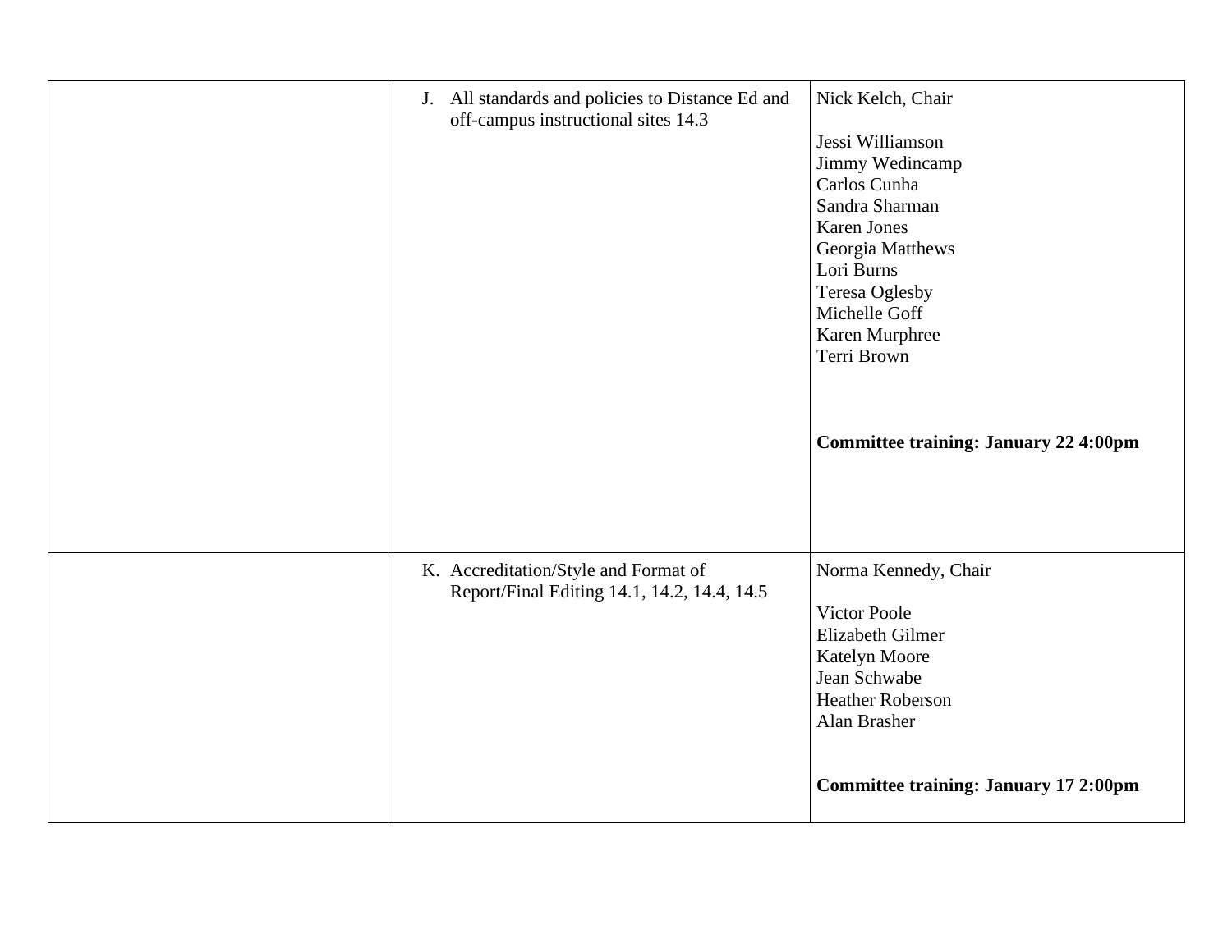| | | |
|---|---|---|
| | J. All standards and policies to Distance Ed and off-campus instructional sites 14.3 | Nick Kelch, Chair<br><br>Jessi Williamson<br>Jimmy Wedincamp<br>Carlos Cunha<br>Sandra Sharman<br>Karen Jones<br>Georgia Matthews<br>Lori Burns<br>Teresa Oglesby<br>Michelle Goff<br>Karen Murphree<br>Terri Brown<br><br>**Committee training: January 22 4:00pm** |
| | K. Accreditation/Style and Format of Report/Final Editing 14.1, 14.2, 14.4, 14.5 | Norma Kennedy, Chair<br><br>Victor Poole<br>Elizabeth Gilmer<br>Katelyn Moore<br>Jean Schwabe<br>Heather Roberson<br>Alan Brasher<br><br>**Committee training: January 17 2:00pm** |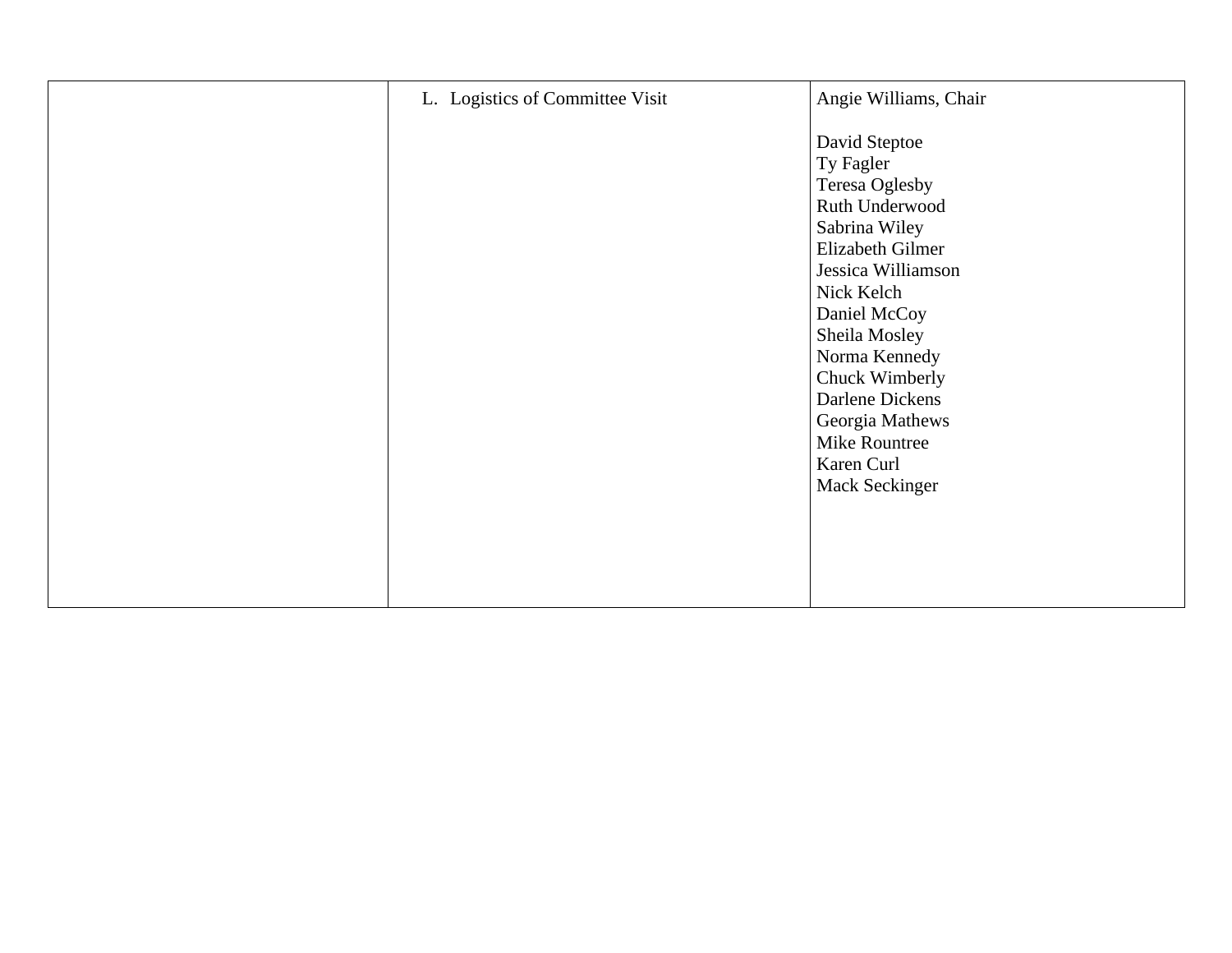| | | |
|---|---|---|
| | L. Logistics of Committee Visit | Angie Williams, Chair<br><br>David Steptoe<br>Ty Fagler<br>Teresa Oglesby<br>Ruth Underwood<br>Sabrina Wiley<br>Elizabeth Gilmer<br>Jessica Williamson<br>Nick Kelch<br>Daniel McCoy<br>Sheila Mosley<br>Norma Kennedy<br>Chuck Wimberly<br>Darlene Dickens<br>Georgia Mathews<br>Mike Rountree<br>Karen Curl<br>Mack Seckinger |